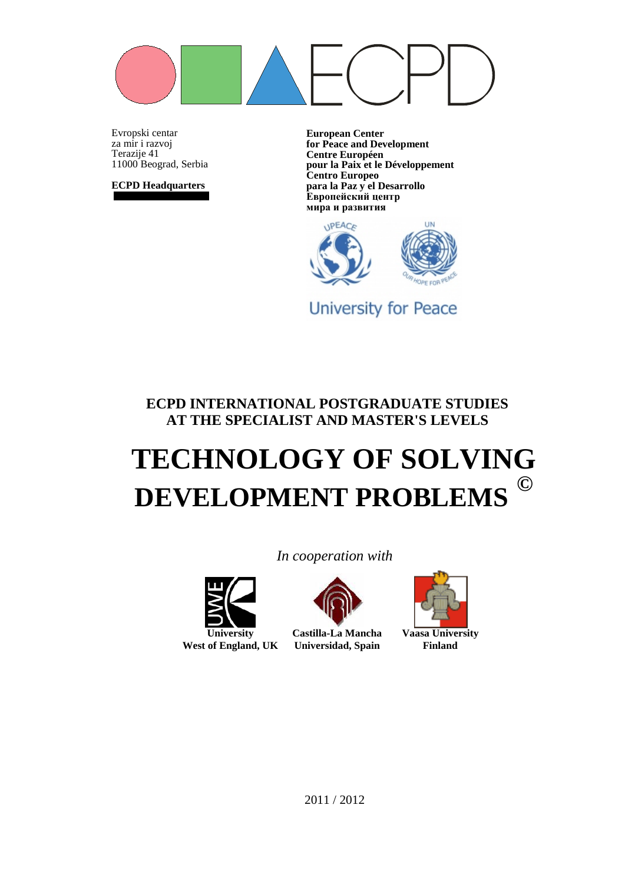ECPD

Evropski centar
za mir i razvoj
Terazije 41
11000 Beograd, Serbia

**ECPD Headquarters**

**European Center**
**for Peace and Development**
**Centre Européen**
**pour la Paix et le Développement**
**Centro Europeo**
**para la Paz y el Desarrollo**
**Европейский центр**
**мира и развития**

UPEACE

UN

OUR HOPE FOR PEACE

University for Peace

## ECPD INTERNATIONAL POSTGRADUATE STUDIES AT THE SPECIALIST AND MASTER'S LEVELS

# TECHNOLOGY OF SOLVING DEVELOPMENT PROBLEMS ©

*In cooperation with*

**University West of England, UK**

**Castilla-La Mancha Universidad, Spain**

**Vaasa University Finland**

2011 / 2012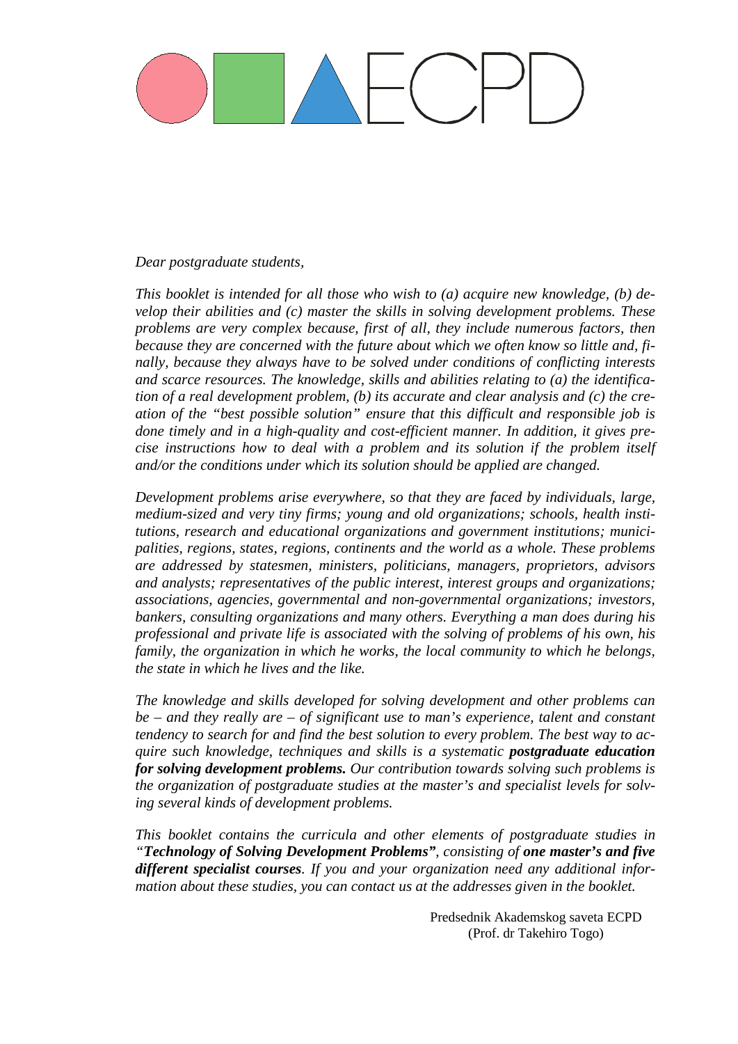ECPD

*Dear postgraduate students,*

*This booklet is intended for all those who wish to (a) acquire new knowledge, (b) develop their abilities and (c) master the skills in solving development problems. These problems are very complex because, first of all, they include numerous factors, then because they are concerned with the future about which we often know so little and, finally, because they always have to be solved under conditions of conflicting interests and scarce resources. The knowledge, skills and abilities relating to (a) the identification of a real development problem, (b) its accurate and clear analysis and (c) the creation of the "best possible solution" ensure that this difficult and responsible job is done timely and in a high-quality and cost-efficient manner. In addition, it gives precise instructions how to deal with a problem and its solution if the problem itself and/or the conditions under which its solution should be applied are changed.*

*Development problems arise everywhere, so that they are faced by individuals, large, medium-sized and very tiny firms; young and old organizations; schools, health institutions, research and educational organizations and government institutions; municipalities, regions, states, regions, continents and the world as a whole. These problems are addressed by statesmen, ministers, politicians, managers, proprietors, advisors and analysts; representatives of the public interest, interest groups and organizations; associations, agencies, governmental and non-governmental organizations; investors, bankers, consulting organizations and many others. Everything a man does during his professional and private life is associated with the solving of problems of his own, his family, the organization in which he works, the local community to which he belongs, the state in which he lives and the like.*

*The knowledge and skills developed for solving development and other problems can be – and they really are – of significant use to man's experience, talent and constant tendency to search for and find the best solution to every problem. The best way to acquire such knowledge, techniques and skills is a systematic* ***postgraduate education for solving development problems.*** *Our contribution towards solving such problems is the organization of postgraduate studies at the master's and specialist levels for solving several kinds of development problems.*

*This booklet contains the curricula and other elements of postgraduate studies in "****Technology of Solving Development Problems"****, consisting of* ***one master's and five different specialist courses****. If you and your organization need any additional information about these studies, you can contact us at the addresses given in the booklet.*

Predsednik Akademskog saveta ECPD  
(Prof. dr Takehiro Togo)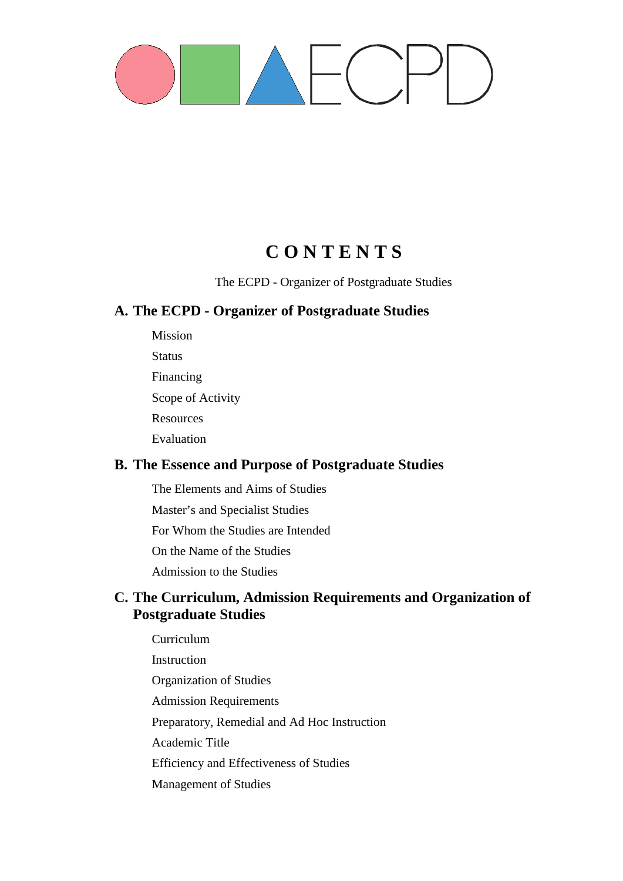# C O N T E N T S

The ECPD - Organizer of Postgraduate Studies

## A. The ECPD - Organizer of Postgraduate Studies

- Mission
- Status
- Financing
- Scope of Activity
- Resources
- Evaluation

## B. The Essence and Purpose of Postgraduate Studies

- The Elements and Aims of Studies
- Master's and Specialist Studies
- For Whom the Studies are Intended
- On the Name of the Studies
- Admission to the Studies

## C. The Curriculum, Admission Requirements and Organization of Postgraduate Studies

- Curriculum
- Instruction
- Organization of Studies
- Admission Requirements
- Preparatory, Remedial and Ad Hoc Instruction
- Academic Title
- Efficiency and Effectiveness of Studies
- Management of Studies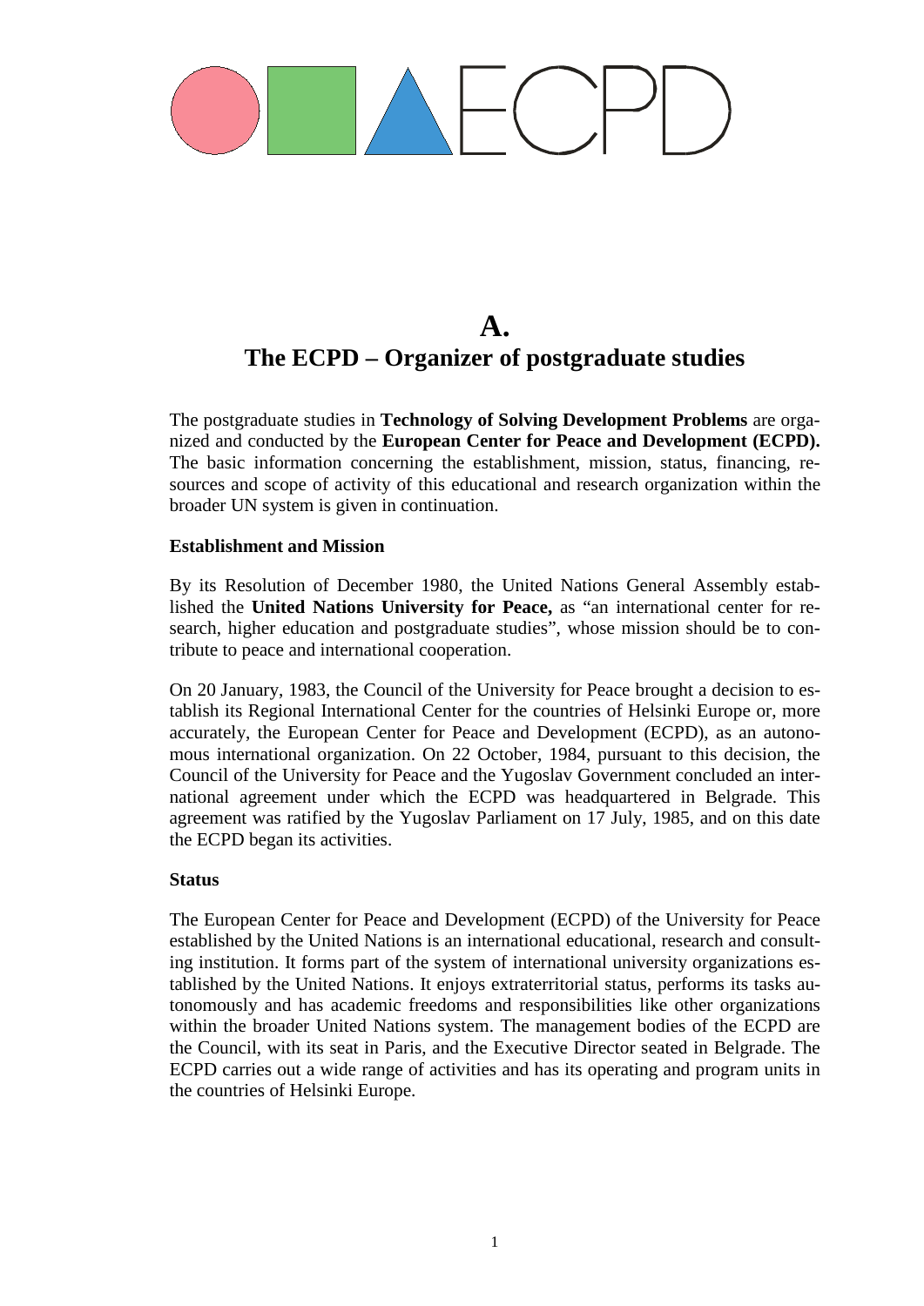# A.
# The ECPD – Organizer of postgraduate studies

The postgraduate studies in **Technology of Solving Development Problems** are organized and conducted by the **European Center for Peace and Development (ECPD).** The basic information concerning the establishment, mission, status, financing, resources and scope of activity of this educational and research organization within the broader UN system is given in continuation.

**Establishment and Mission**

By its Resolution of December 1980, the United Nations General Assembly established the **United Nations University for Peace,** as "an international center for research, higher education and postgraduate studies", whose mission should be to contribute to peace and international cooperation.

On 20 January, 1983, the Council of the University for Peace brought a decision to establish its Regional International Center for the countries of Helsinki Europe or, more accurately, the European Center for Peace and Development (ECPD), as an autonomous international organization. On 22 October, 1984, pursuant to this decision, the Council of the University for Peace and the Yugoslav Government concluded an international agreement under which the ECPD was headquartered in Belgrade. This agreement was ratified by the Yugoslav Parliament on 17 July, 1985, and on this date the ECPD began its activities.

**Status**

The European Center for Peace and Development (ECPD) of the University for Peace established by the United Nations is an international educational, research and consulting institution. It forms part of the system of international university organizations established by the United Nations. It enjoys extraterritorial status, performs its tasks autonomously and has academic freedoms and responsibilities like other organizations within the broader United Nations system. The management bodies of the ECPD are the Council, with its seat in Paris, and the Executive Director seated in Belgrade. The ECPD carries out a wide range of activities and has its operating and program units in the countries of Helsinki Europe.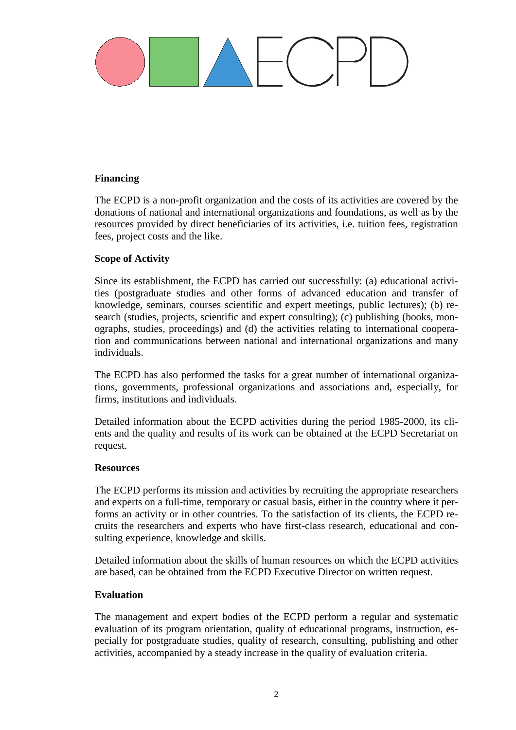**Financing**

The ECPD is a non-profit organization and the costs of its activities are covered by the donations of national and international organizations and foundations, as well as by the resources provided by direct beneficiaries of its activities, i.e. tuition fees, registration fees, project costs and the like.

**Scope of Activity**

Since its establishment, the ECPD has carried out successfully: (a) educational activities (postgraduate studies and other forms of advanced education and transfer of knowledge, seminars, courses scientific and expert meetings, public lectures); (b) research (studies, projects, scientific and expert consulting); (c) publishing (books, monographs, studies, proceedings) and (d) the activities relating to international cooperation and communications between national and international organizations and many individuals.

The ECPD has also performed the tasks for a great number of international organizations, governments, professional organizations and associations and, especially, for firms, institutions and individuals.

Detailed information about the ECPD activities during the period 1985-2000, its clients and the quality and results of its work can be obtained at the ECPD Secretariat on request.

**Resources**

The ECPD performs its mission and activities by recruiting the appropriate researchers and experts on a full-time, temporary or casual basis, either in the country where it performs an activity or in other countries. To the satisfaction of its clients, the ECPD recruits the researchers and experts who have first-class research, educational and consulting experience, knowledge and skills.

Detailed information about the skills of human resources on which the ECPD activities are based, can be obtained from the ECPD Executive Director on written request.

**Evaluation**

The management and expert bodies of the ECPD perform a regular and systematic evaluation of its program orientation, quality of educational programs, instruction, especially for postgraduate studies, quality of research, consulting, publishing and other activities, accompanied by a steady increase in the quality of evaluation criteria.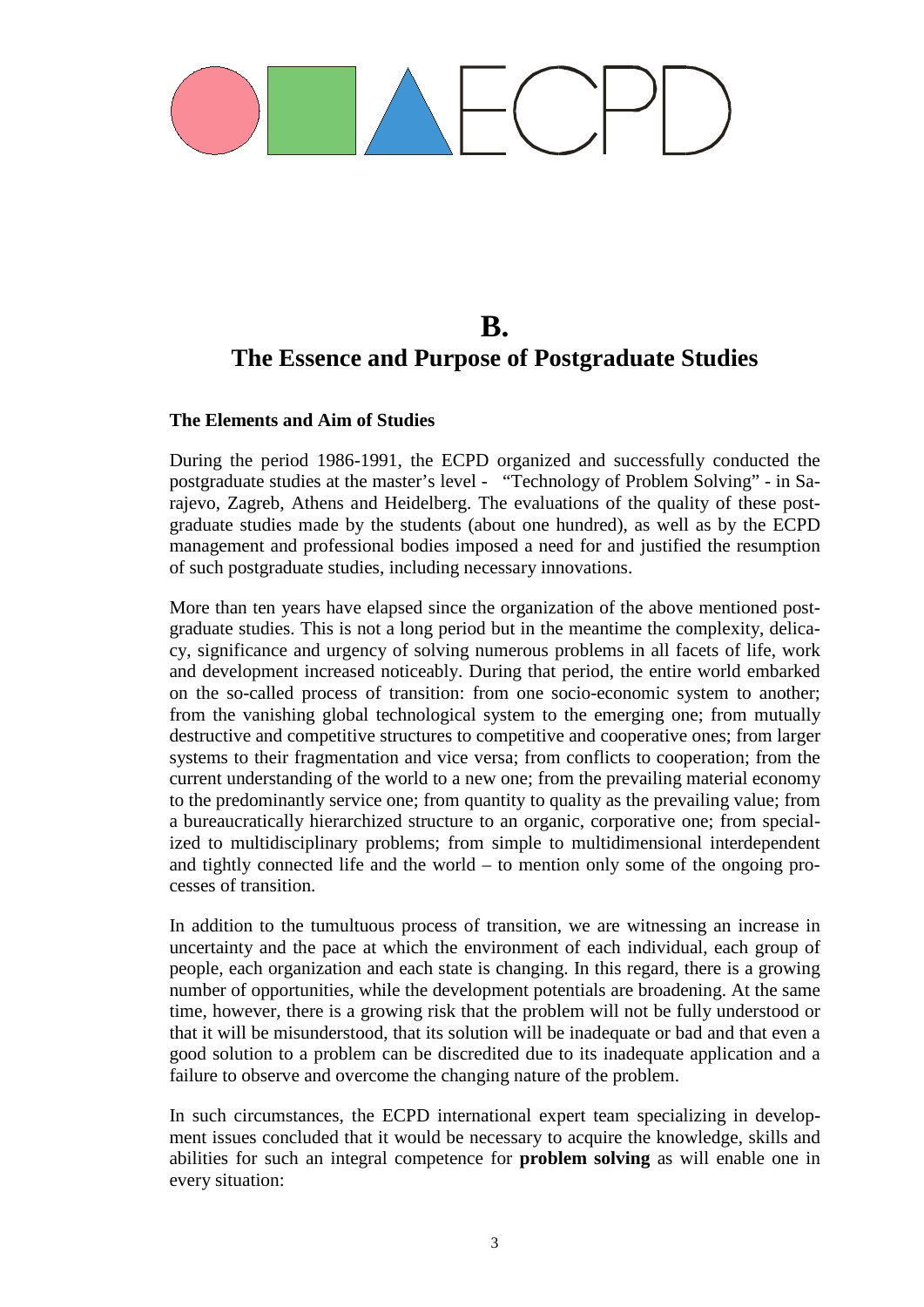# B.
# The Essence and Purpose of Postgraduate Studies

**The Elements and Aim of Studies**

During the period 1986-1991, the ECPD organized and successfully conducted the postgraduate studies at the master's level - "Technology of Problem Solving" - in Sarajevo, Zagreb, Athens and Heidelberg. The evaluations of the quality of these postgraduate studies made by the students (about one hundred), as well as by the ECPD management and professional bodies imposed a need for and justified the resumption of such postgraduate studies, including necessary innovations.

More than ten years have elapsed since the organization of the above mentioned postgraduate studies. This is not a long period but in the meantime the complexity, delicacy, significance and urgency of solving numerous problems in all facets of life, work and development increased noticeably. During that period, the entire world embarked on the so-called process of transition: from one socio-economic system to another; from the vanishing global technological system to the emerging one; from mutually destructive and competitive structures to competitive and cooperative ones; from larger systems to their fragmentation and vice versa; from conflicts to cooperation; from the current understanding of the world to a new one; from the prevailing material economy to the predominantly service one; from quantity to quality as the prevailing value; from a bureaucratically hierarchized structure to an organic, corporative one; from specialized to multidisciplinary problems; from simple to multidimensional interdependent and tightly connected life and the world – to mention only some of the ongoing processes of transition.

In addition to the tumultuous process of transition, we are witnessing an increase in uncertainty and the pace at which the environment of each individual, each group of people, each organization and each state is changing. In this regard, there is a growing number of opportunities, while the development potentials are broadening. At the same time, however, there is a growing risk that the problem will not be fully understood or that it will be misunderstood, that its solution will be inadequate or bad and that even a good solution to a problem can be discredited due to its inadequate application and a failure to observe and overcome the changing nature of the problem.

In such circumstances, the ECPD international expert team specializing in development issues concluded that it would be necessary to acquire the knowledge, skills and abilities for such an integral competence for **problem solving** as will enable one in every situation: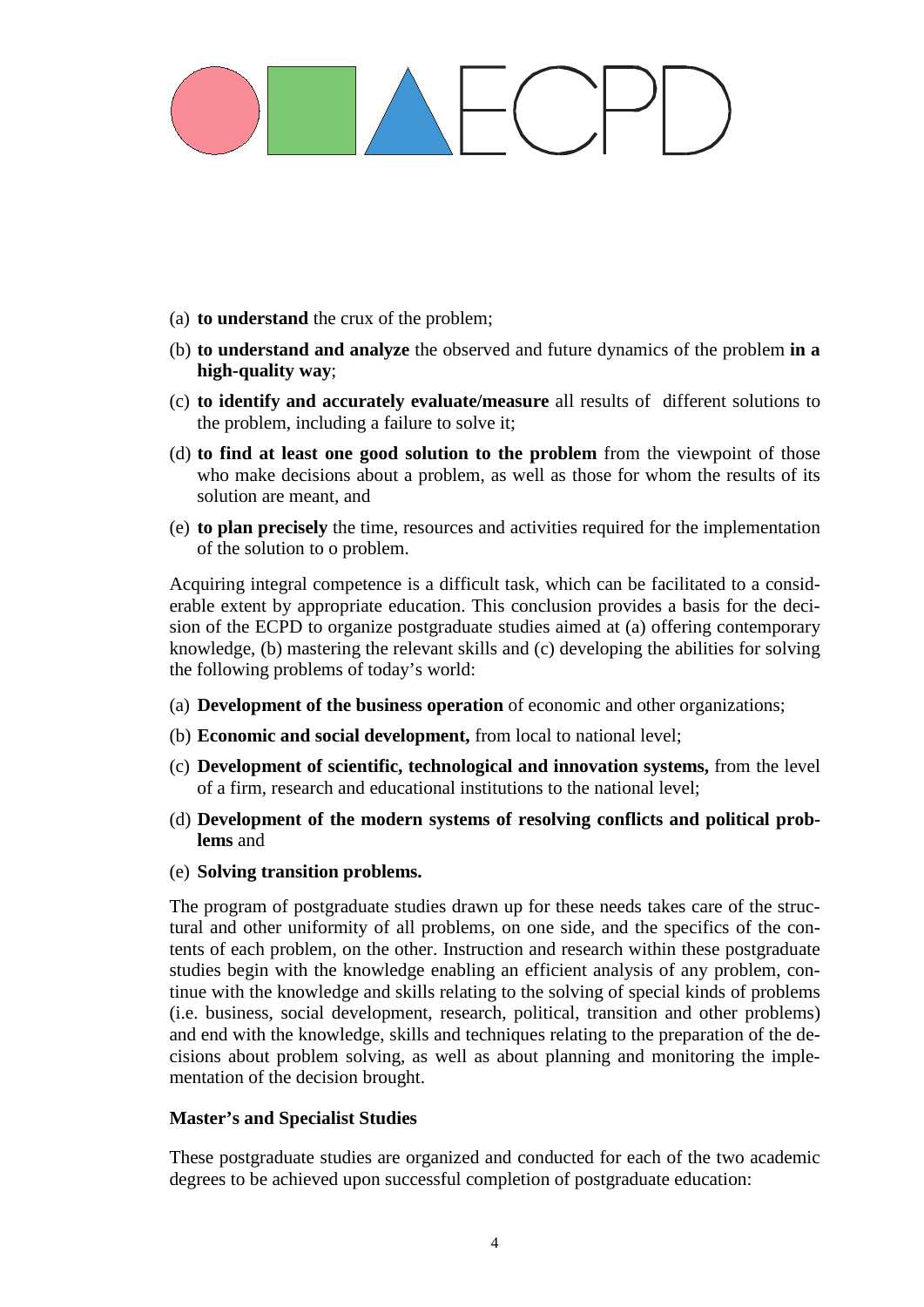(a) **to understand** the crux of the problem;

(b) **to understand and analyze** the observed and future dynamics of the problem **in a high-quality way**;

(c) **to identify and accurately evaluate/measure** all results of different solutions to the problem, including a failure to solve it;

(d) **to find at least one good solution to the problem** from the viewpoint of those who make decisions about a problem, as well as those for whom the results of its solution are meant, and

(e) **to plan precisely** the time, resources and activities required for the implementation of the solution to o problem.

Acquiring integral competence is a difficult task, which can be facilitated to a considerable extent by appropriate education. This conclusion provides a basis for the decision of the ECPD to organize postgraduate studies aimed at (a) offering contemporary knowledge, (b) mastering the relevant skills and (c) developing the abilities for solving the following problems of today's world:

(a) **Development of the business operation** of economic and other organizations;

(b) **Economic and social development,** from local to national level;

(c) **Development of scientific, technological and innovation systems,** from the level of a firm, research and educational institutions to the national level;

(d) **Development of the modern systems of resolving conflicts and political problems** and

(e) **Solving transition problems.**

The program of postgraduate studies drawn up for these needs takes care of the structural and other uniformity of all problems, on one side, and the specifics of the contents of each problem, on the other. Instruction and research within these postgraduate studies begin with the knowledge enabling an efficient analysis of any problem, continue with the knowledge and skills relating to the solving of special kinds of problems (i.e. business, social development, research, political, transition and other problems) and end with the knowledge, skills and techniques relating to the preparation of the decisions about problem solving, as well as about planning and monitoring the implementation of the decision brought.

**Master's and Specialist Studies**

These postgraduate studies are organized and conducted for each of the two academic degrees to be achieved upon successful completion of postgraduate education: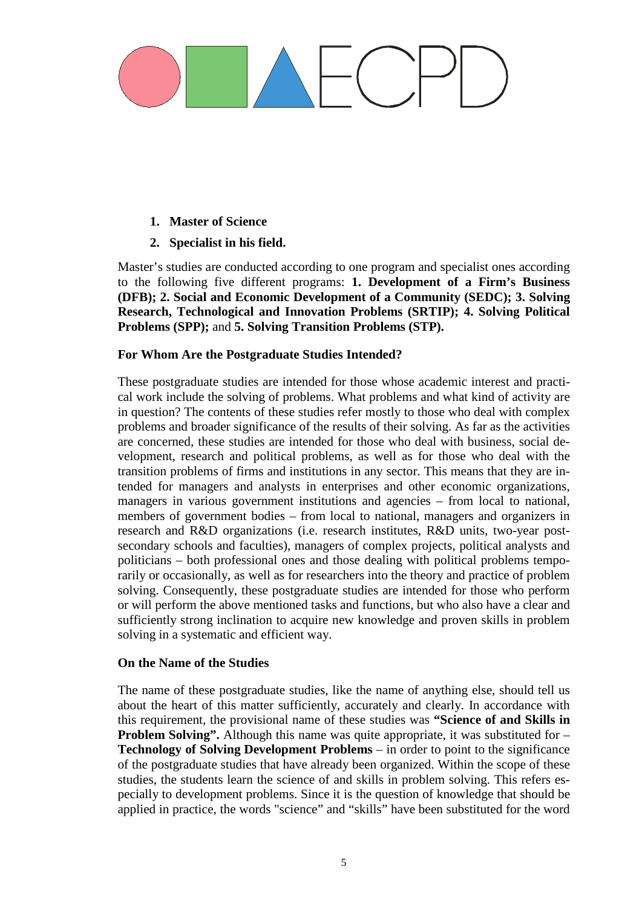1. **Master of Science**
2. **Specialist in his field.**

Master's studies are conducted according to one program and specialist ones according to the following five different programs: **1. Development of a Firm's Business (DFB); 2. Social and Economic Development of a Community (SEDC); 3. Solving Research, Technological and Innovation Problems (SRTIP); 4. Solving Political Problems (SPP);** and **5. Solving Transition Problems (STP).**

### For Whom Are the Postgraduate Studies Intended?

These postgraduate studies are intended for those whose academic interest and practical work include the solving of problems. What problems and what kind of activity are in question? The contents of these studies refer mostly to those who deal with complex problems and broader significance of the results of their solving. As far as the activities are concerned, these studies are intended for those who deal with business, social development, research and political problems, as well as for those who deal with the transition problems of firms and institutions in any sector. This means that they are intended for managers and analysts in enterprises and other economic organizations, managers in various government institutions and agencies – from local to national, members of government bodies – from local to national, managers and organizers in research and R&D organizations (i.e. research institutes, R&D units, two-year post-secondary schools and faculties), managers of complex projects, political analysts and politicians – both professional ones and those dealing with political problems temporarily or occasionally, as well as for researchers into the theory and practice of problem solving. Consequently, these postgraduate studies are intended for those who perform or will perform the above mentioned tasks and functions, but who also have a clear and sufficiently strong inclination to acquire new knowledge and proven skills in problem solving in a systematic and efficient way.

### On the Name of the Studies

The name of these postgraduate studies, like the name of anything else, should tell us about the heart of this matter sufficiently, accurately and clearly. In accordance with this requirement, the provisional name of these studies was **"Science of and Skills in Problem Solving".** Although this name was quite appropriate, it was substituted for – **Technology of Solving Development Problems** – in order to point to the significance of the postgraduate studies that have already been organized. Within the scope of these studies, the students learn the science of and skills in problem solving. This refers especially to development problems. Since it is the question of knowledge that should be applied in practice, the words "science" and "skills" have been substituted for the word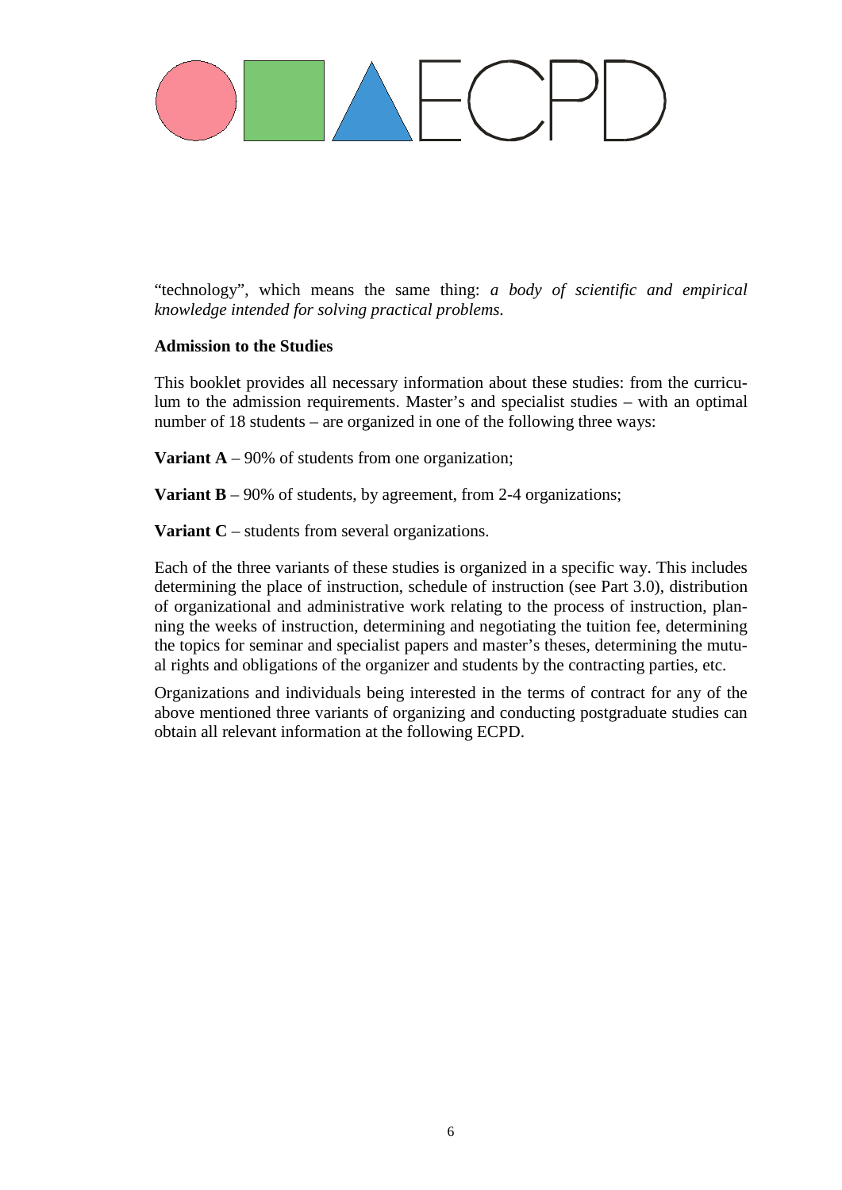"technology", which means the same thing: *a body of scientific and empirical knowledge intended for solving practical problems.*

**Admission to the Studies**

This booklet provides all necessary information about these studies: from the curriculum to the admission requirements. Master's and specialist studies – with an optimal number of 18 students – are organized in one of the following three ways:

**Variant A** – 90% of students from one organization;

**Variant B** – 90% of students, by agreement, from 2-4 organizations;

**Variant C** – students from several organizations.

Each of the three variants of these studies is organized in a specific way. This includes determining the place of instruction, schedule of instruction (see Part 3.0), distribution of organizational and administrative work relating to the process of instruction, planning the weeks of instruction, determining and negotiating the tuition fee, determining the topics for seminar and specialist papers and master's theses, determining the mutual rights and obligations of the organizer and students by the contracting parties, etc.

Organizations and individuals being interested in the terms of contract for any of the above mentioned three variants of organizing and conducting postgraduate studies can obtain all relevant information at the following ECPD.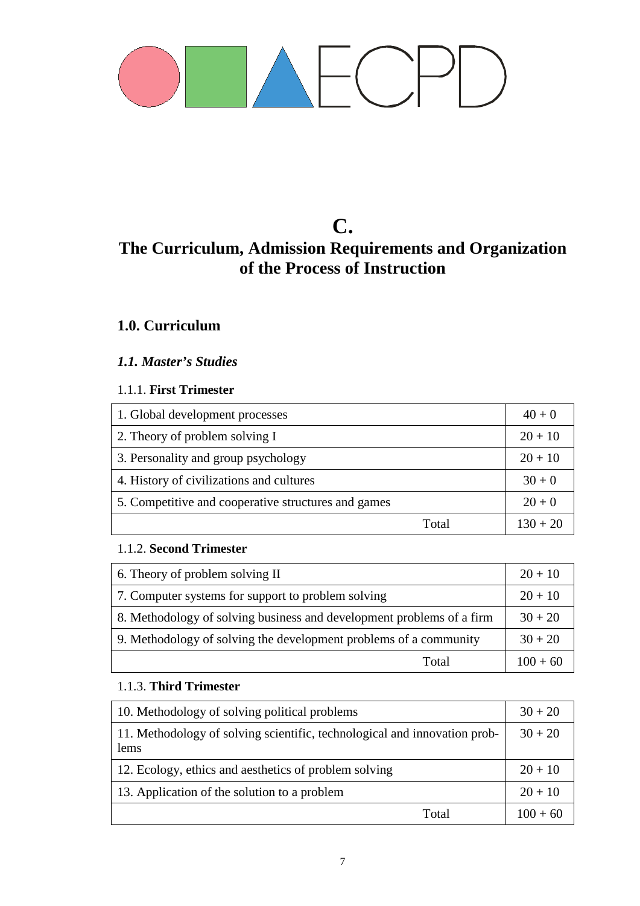ECPD

# C.

# The Curriculum, Admission Requirements and Organization of the Process of Instruction

## 1.0. Curriculum

### *1.1. Master's Studies*

1.1.1. **First Trimester**

| | |
|---|---|
| 1. Global development processes | 40 + 0 |
| 2. Theory of problem solving I | 20 + 10 |
| 3. Personality and group psychology | 20 + 10 |
| 4. History of civilizations and cultures | 30 + 0 |
| 5. Competitive and cooperative structures and games | 20 + 0 |
| Total | 130 + 20 |

1.1.2. **Second Trimester**

| | |
|---|---|
| 6. Theory of problem solving II | 20 + 10 |
| 7. Computer systems for support to problem solving | 20 + 10 |
| 8. Methodology of solving business and development problems of a firm | 30 + 20 |
| 9. Methodology of solving the development problems of a community | 30 + 20 |
| Total | 100 + 60 |

1.1.3. **Third Trimester**

| | |
|---|---|
| 10. Methodology of solving political problems | 30 + 20 |
| 11. Methodology of solving scientific, technological and innovation problems | 30 + 20 |
| 12. Ecology, ethics and aesthetics of problem solving | 20 + 10 |
| 13. Application of the solution to a problem | 20 + 10 |
| Total | 100 + 60 |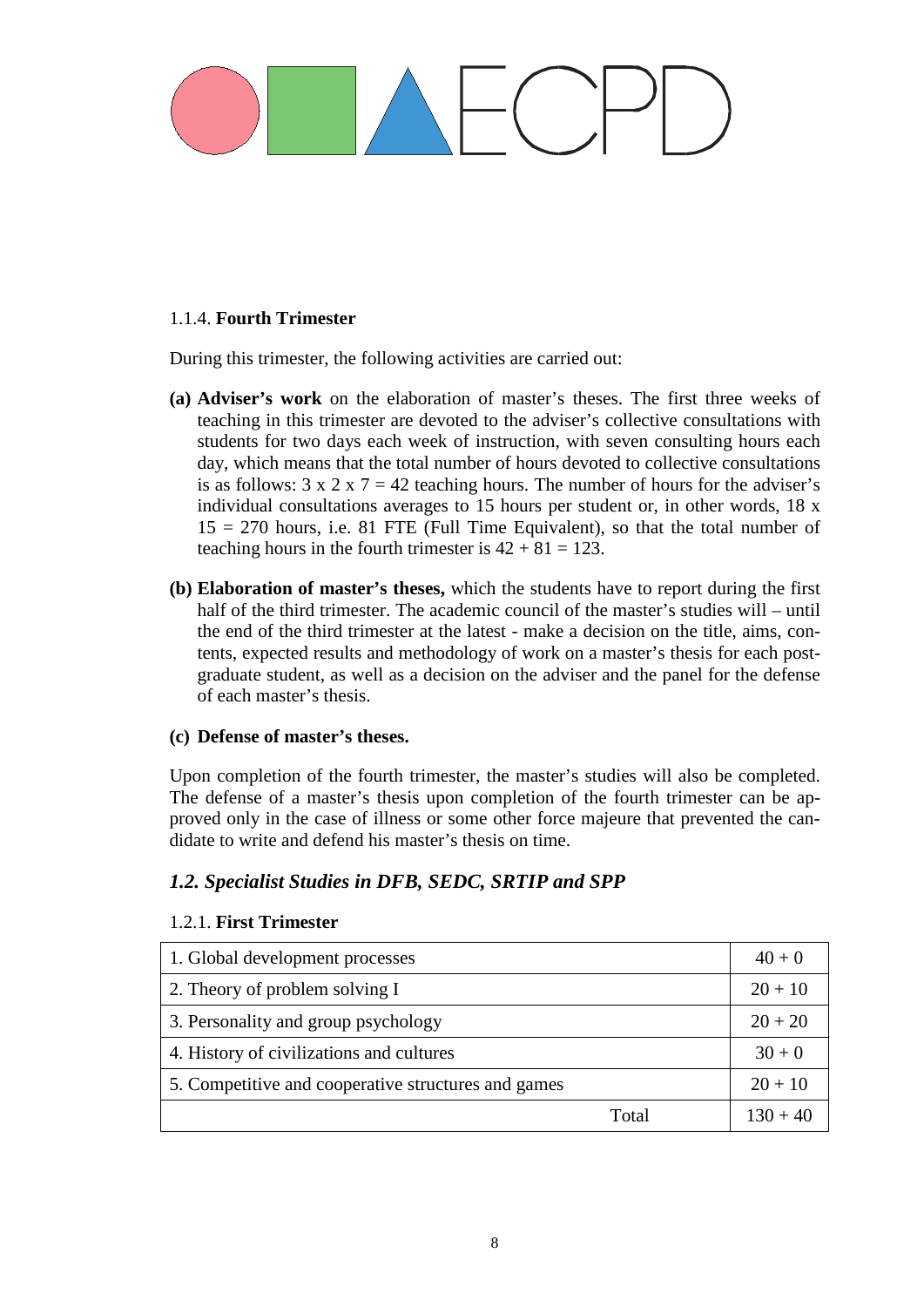1.1.4. **Fourth Trimester**

During this trimester, the following activities are carried out:

**(a) Adviser's work** on the elaboration of master's theses. The first three weeks of teaching in this trimester are devoted to the adviser's collective consultations with students for two days each week of instruction, with seven consulting hours each day, which means that the total number of hours devoted to collective consultations is as follows: 3 x 2 x 7 = 42 teaching hours. The number of hours for the adviser's individual consultations averages to 15 hours per student or, in other words, 18 x 15 = 270 hours, i.e. 81 FTE (Full Time Equivalent), so that the total number of teaching hours in the fourth trimester is 42 + 81 = 123.

**(b) Elaboration of master's theses,** which the students have to report during the first half of the third trimester. The academic council of the master's studies will – until the end of the third trimester at the latest - make a decision on the title, aims, contents, expected results and methodology of work on a master's thesis for each post-graduate student, as well as a decision on the adviser and the panel for the defense of each master's thesis.

**(c) Defense of master's theses.**

Upon completion of the fourth trimester, the master's studies will also be completed. The defense of a master's thesis upon completion of the fourth trimester can be approved only in the case of illness or some other force majeure that prevented the candidate to write and defend his master's thesis on time.

## *1.2. Specialist Studies in DFB, SEDC, SRTIP and SPP*

1.2.1. **First Trimester**

| | |
|---|---|
| 1. Global development processes | 40 + 0 |
| 2. Theory of problem solving I | 20 + 10 |
| 3. Personality and group psychology | 20 + 20 |
| 4. History of civilizations and cultures | 30 + 0 |
| 5. Competitive and cooperative structures and games | 20 + 10 |
| Total | 130 + 40 |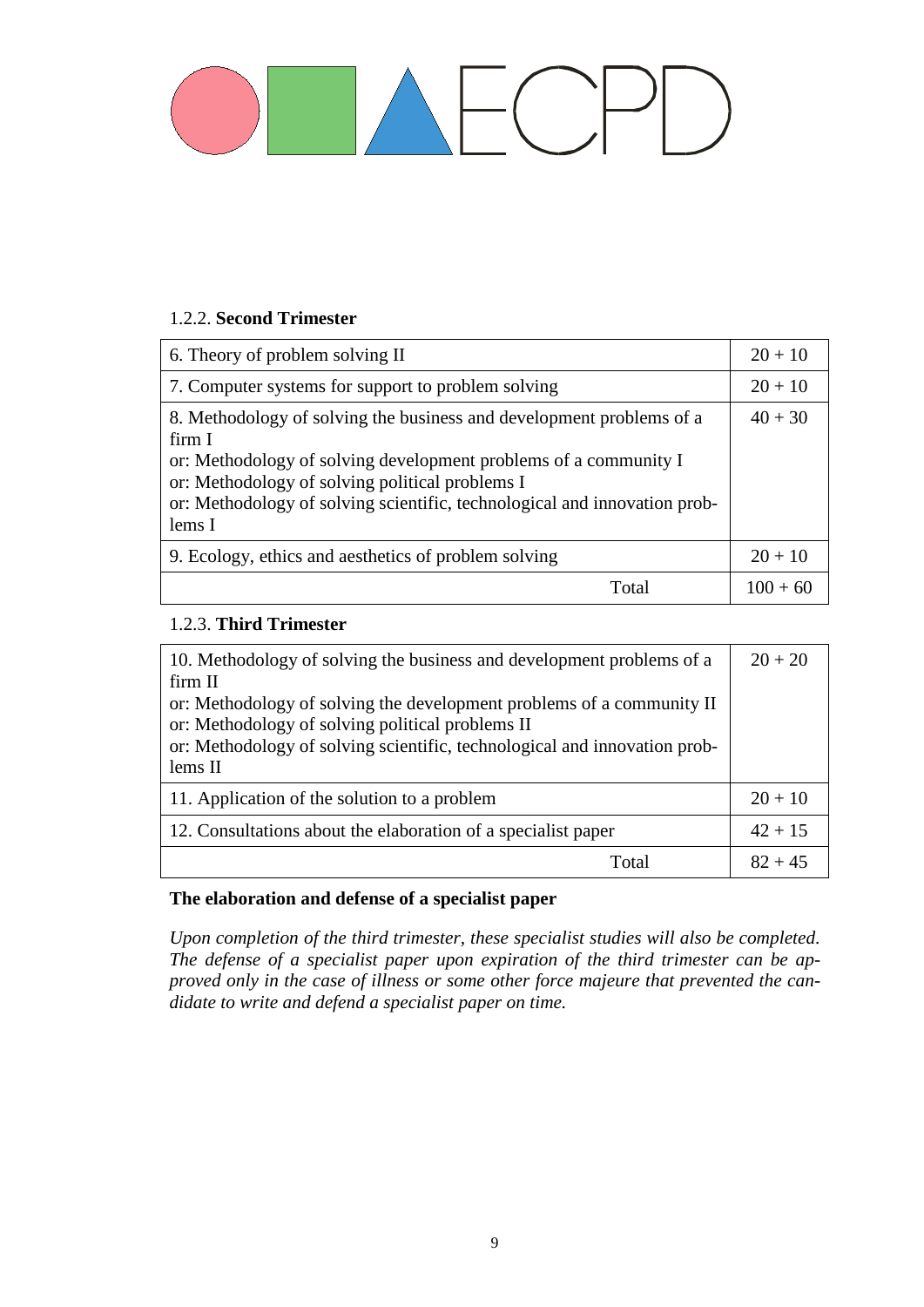1.2.2. **Second Trimester**

| | |
|---|---|
| 6. Theory of problem solving II | 20 + 10 |
| 7. Computer systems for support to problem solving | 20 + 10 |
| 8. Methodology of solving the business and development problems of a firm I<br>or: Methodology of solving development problems of a community I<br>or: Methodology of solving political problems I<br>or: Methodology of solving scientific, technological and innovation problems I | 40 + 30 |
| 9. Ecology, ethics and aesthetics of problem solving | 20 + 10 |
| Total | 100 + 60 |

1.2.3. **Third Trimester**

| | |
|---|---|
| 10. Methodology of solving the business and development problems of a firm II<br>or: Methodology of solving the development problems of a community II<br>or: Methodology of solving political problems II<br>or: Methodology of solving scientific, technological and innovation problems II | 20 + 20 |
| 11. Application of the solution to a problem | 20 + 10 |
| 12. Consultations about the elaboration of a specialist paper | 42 + 15 |
| Total | 82 + 45 |

**The elaboration and defense of a specialist paper**

*Upon completion of the third trimester, these specialist studies will also be completed. The defense of a specialist paper upon expiration of the third trimester can be approved only in the case of illness or some other force majeure that prevented the candidate to write and defend a specialist paper on time.*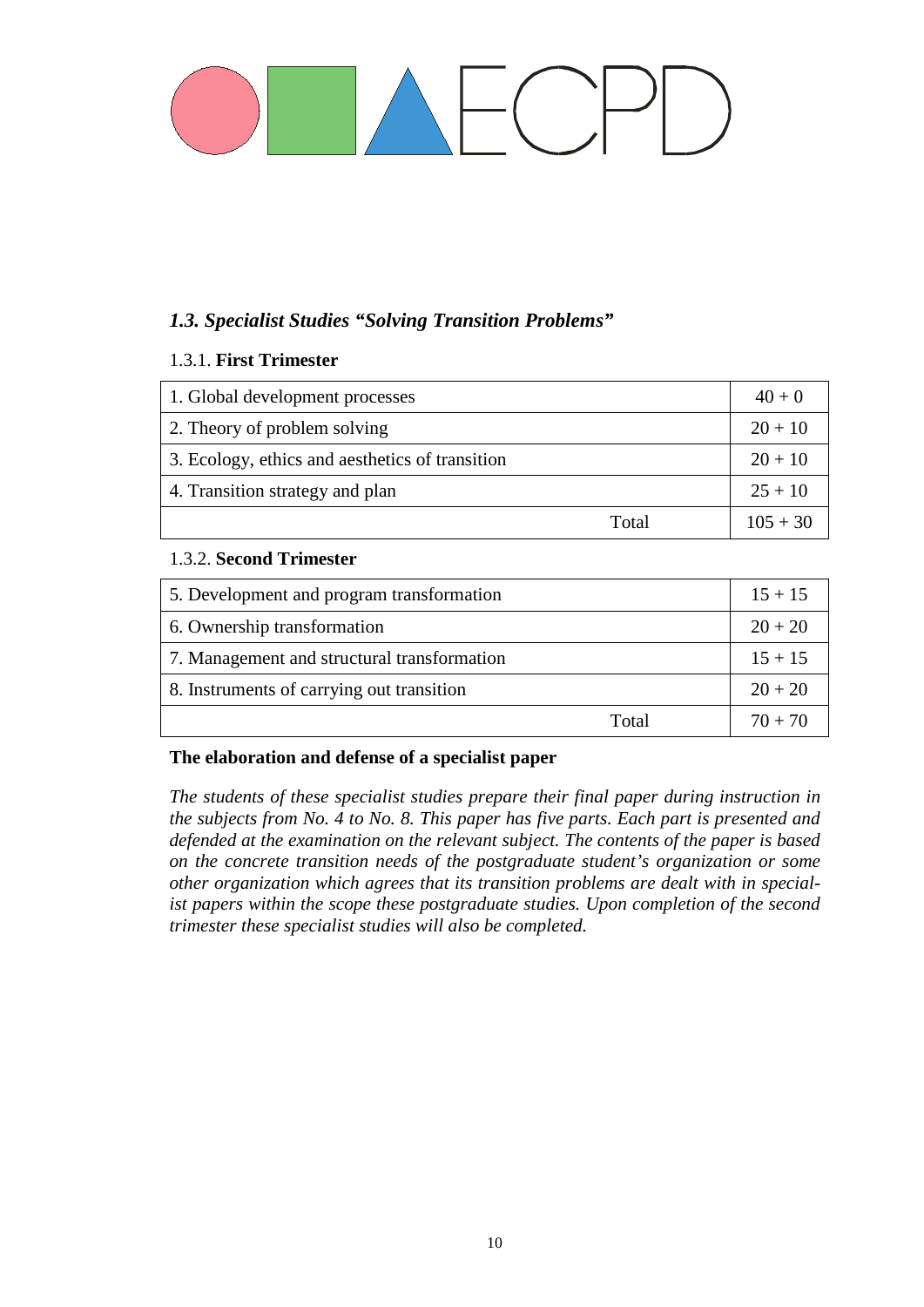### *1.3. Specialist Studies "Solving Transition Problems"*

1.3.1. **First Trimester**

| | |
|---|---|
| 1. Global development processes | 40 + 0 |
| 2. Theory of problem solving | 20 + 10 |
| 3. Ecology, ethics and aesthetics of transition | 20 + 10 |
| 4. Transition strategy and plan | 25 + 10 |
| Total | 105 + 30 |

1.3.2. **Second Trimester**

| | |
|---|---|
| 5. Development and program transformation | 15 + 15 |
| 6. Ownership transformation | 20 + 20 |
| 7. Management and structural transformation | 15 + 15 |
| 8. Instruments of carrying out transition | 20 + 20 |
| Total | 70 + 70 |

**The elaboration and defense of a specialist paper**

*The students of these specialist studies prepare their final paper during instruction in the subjects from No. 4 to No. 8. This paper has five parts. Each part is presented and defended at the examination on the relevant subject. The contents of the paper is based on the concrete transition needs of the postgraduate student's organization or some other organization which agrees that its transition problems are dealt with in specialist papers within the scope these postgraduate studies. Upon completion of the second trimester these specialist studies will also be completed.*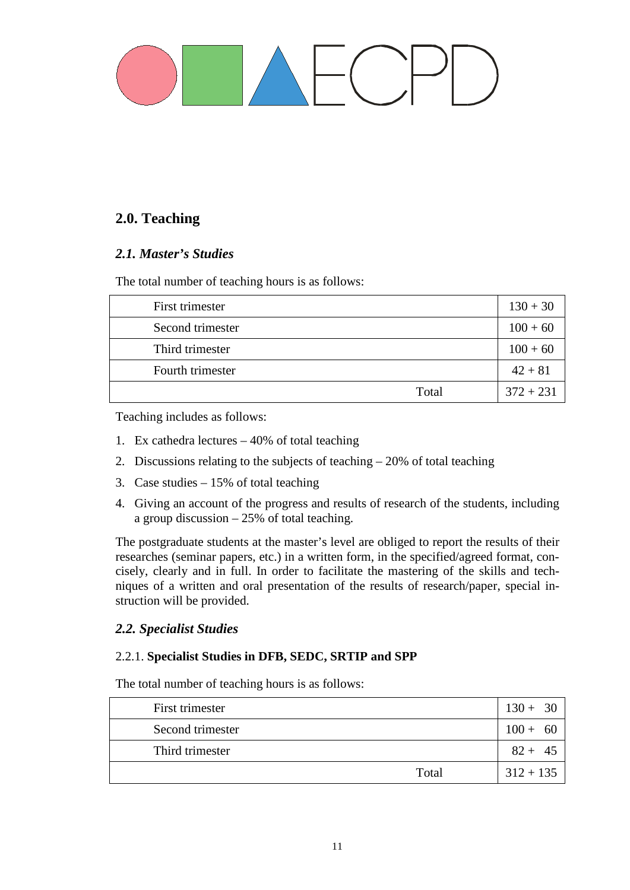## 2.0. Teaching

### *2.1. Master's Studies*

The total number of teaching hours is as follows:

| | |
|---|---|
| First trimester | 130 + 30 |
| Second trimester | 100 + 60 |
| Third trimester | 100 + 60 |
| Fourth trimester | 42 + 81 |
| Total | 372 + 231 |

Teaching includes as follows:

1. Ex cathedra lectures – 40% of total teaching
2. Discussions relating to the subjects of teaching – 20% of total teaching
3. Case studies – 15% of total teaching
4. Giving an account of the progress and results of research of the students, including a group discussion – 25% of total teaching.

The postgraduate students at the master's level are obliged to report the results of their researches (seminar papers, etc.) in a written form, in the specified/agreed format, concisely, clearly and in full. In order to facilitate the mastering of the skills and techniques of a written and oral presentation of the results of research/paper, special instruction will be provided.

### *2.2. Specialist Studies*

#### 2.2.1. **Specialist Studies in DFB, SEDC, SRTIP and SPP**

The total number of teaching hours is as follows:

| | |
|---|---|
| First trimester | 130 + 30 |
| Second trimester | 100 + 60 |
| Third trimester | 82 + 45 |
| Total | 312 + 135 |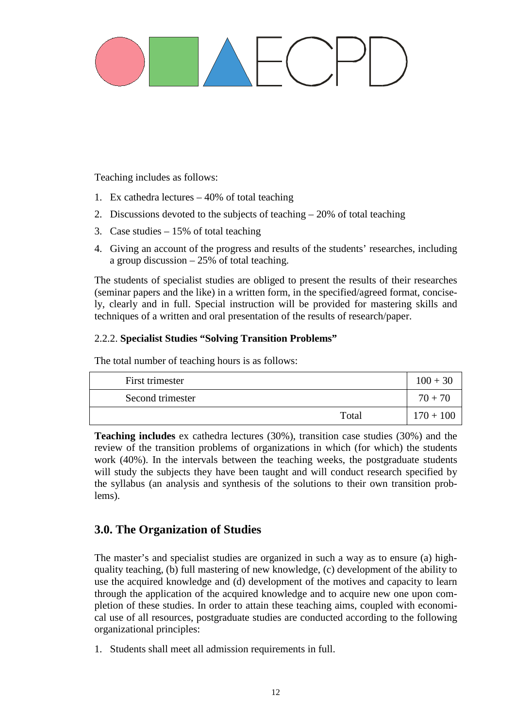Teaching includes as follows:

1. Ex cathedra lectures – 40% of total teaching
2. Discussions devoted to the subjects of teaching – 20% of total teaching
3. Case studies – 15% of total teaching
4. Giving an account of the progress and results of the students' researches, including a group discussion – 25% of total teaching.

The students of specialist studies are obliged to present the results of their researches (seminar papers and the like) in a written form, in the specified/agreed format, concisely, clearly and in full. Special instruction will be provided for mastering skills and techniques of a written and oral presentation of the results of research/paper.

### 2.2.2. **Specialist Studies "Solving Transition Problems"**

The total number of teaching hours is as follows:

| | |
|---|---|
| First trimester | 100 + 30 |
| Second trimester | 70 + 70 |
| Total | 170 + 100 |

**Teaching includes** ex cathedra lectures (30%), transition case studies (30%) and the review of the transition problems of organizations in which (for which) the students work (40%). In the intervals between the teaching weeks, the postgraduate students will study the subjects they have been taught and will conduct research specified by the syllabus (an analysis and synthesis of the solutions to their own transition problems).

## 3.0. The Organization of Studies

The master's and specialist studies are organized in such a way as to ensure (a) high-quality teaching, (b) full mastering of new knowledge, (c) development of the ability to use the acquired knowledge and (d) development of the motives and capacity to learn through the application of the acquired knowledge and to acquire new one upon completion of these studies. In order to attain these teaching aims, coupled with economical use of all resources, postgraduate studies are conducted according to the following organizational principles:

1. Students shall meet all admission requirements in full.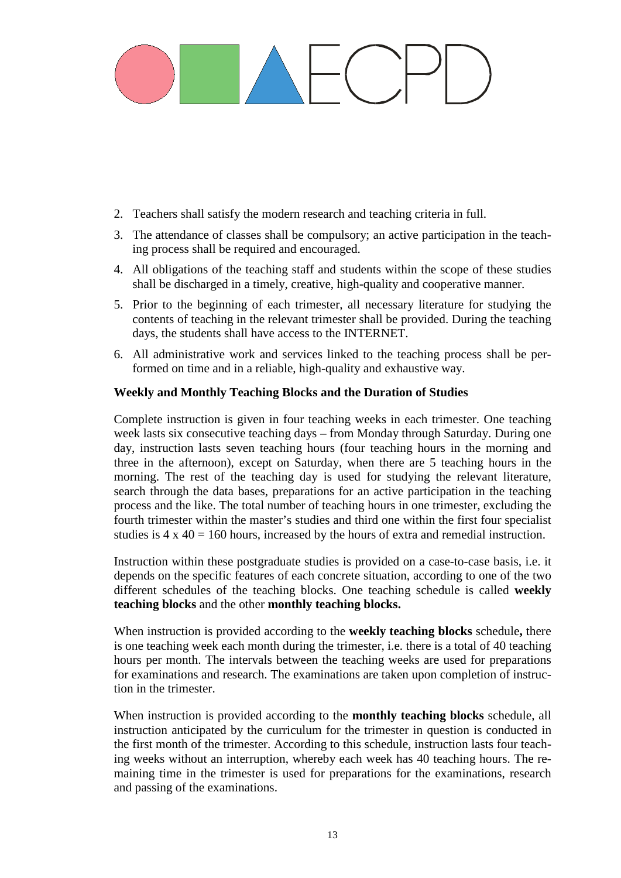2. Teachers shall satisfy the modern research and teaching criteria in full.
3. The attendance of classes shall be compulsory; an active participation in the teaching process shall be required and encouraged.
4. All obligations of the teaching staff and students within the scope of these studies shall be discharged in a timely, creative, high-quality and cooperative manner.
5. Prior to the beginning of each trimester, all necessary literature for studying the contents of teaching in the relevant trimester shall be provided. During the teaching days, the students shall have access to the INTERNET.
6. All administrative work and services linked to the teaching process shall be performed on time and in a reliable, high-quality and exhaustive way.

**Weekly and Monthly Teaching Blocks and the Duration of Studies**

Complete instruction is given in four teaching weeks in each trimester. One teaching week lasts six consecutive teaching days – from Monday through Saturday. During one day, instruction lasts seven teaching hours (four teaching hours in the morning and three in the afternoon), except on Saturday, when there are 5 teaching hours in the morning. The rest of the teaching day is used for studying the relevant literature, search through the data bases, preparations for an active participation in the teaching process and the like. The total number of teaching hours in one trimester, excluding the fourth trimester within the master's studies and third one within the first four specialist studies is 4 x 40 = 160 hours, increased by the hours of extra and remedial instruction.

Instruction within these postgraduate studies is provided on a case-to-case basis, i.e. it depends on the specific features of each concrete situation, according to one of the two different schedules of the teaching blocks. One teaching schedule is called **weekly teaching blocks** and the other **monthly teaching blocks.**

When instruction is provided according to the **weekly teaching blocks** schedule**,** there is one teaching week each month during the trimester, i.e. there is a total of 40 teaching hours per month. The intervals between the teaching weeks are used for preparations for examinations and research. The examinations are taken upon completion of instruction in the trimester.

When instruction is provided according to the **monthly teaching blocks** schedule, all instruction anticipated by the curriculum for the trimester in question is conducted in the first month of the trimester. According to this schedule, instruction lasts four teaching weeks without an interruption, whereby each week has 40 teaching hours. The remaining time in the trimester is used for preparations for the examinations, research and passing of the examinations.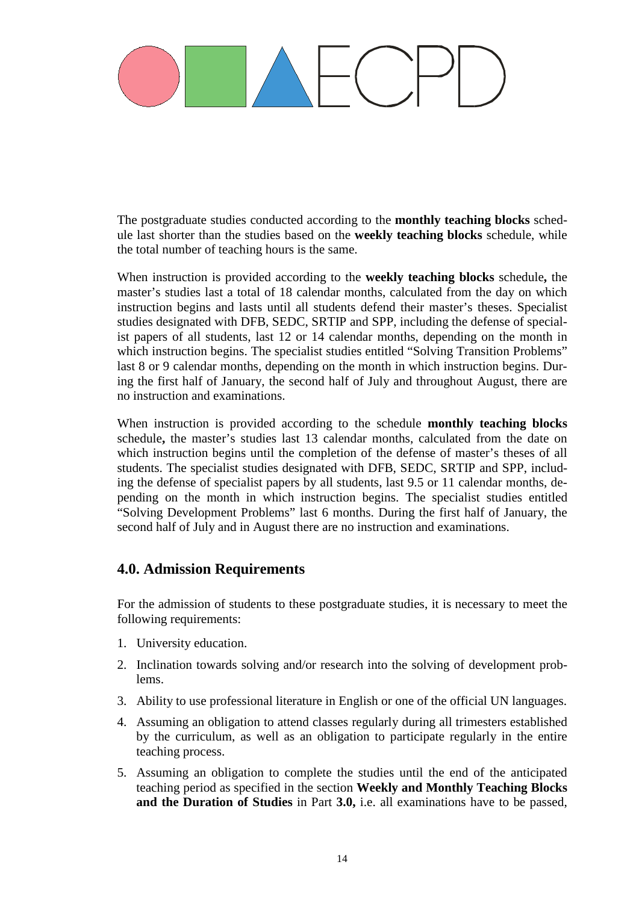The postgraduate studies conducted according to the **monthly teaching blocks** schedule last shorter than the studies based on the **weekly teaching blocks** schedule, while the total number of teaching hours is the same.

When instruction is provided according to the **weekly teaching blocks** schedule**,** the master's studies last a total of 18 calendar months, calculated from the day on which instruction begins and lasts until all students defend their master's theses. Specialist studies designated with DFB, SEDC, SRTIP and SPP, including the defense of specialist papers of all students, last 12 or 14 calendar months, depending on the month in which instruction begins. The specialist studies entitled "Solving Transition Problems" last 8 or 9 calendar months, depending on the month in which instruction begins. During the first half of January, the second half of July and throughout August, there are no instruction and examinations.

When instruction is provided according to the schedule **monthly teaching blocks** schedule**,** the master's studies last 13 calendar months, calculated from the date on which instruction begins until the completion of the defense of master's theses of all students. The specialist studies designated with DFB, SEDC, SRTIP and SPP, including the defense of specialist papers by all students, last 9.5 or 11 calendar months, depending on the month in which instruction begins. The specialist studies entitled "Solving Development Problems" last 6 months. During the first half of January, the second half of July and in August there are no instruction and examinations.

## 4.0. Admission Requirements

For the admission of students to these postgraduate studies, it is necessary to meet the following requirements:

1. University education.
2. Inclination towards solving and/or research into the solving of development problems.
3. Ability to use professional literature in English or one of the official UN languages.
4. Assuming an obligation to attend classes regularly during all trimesters established by the curriculum, as well as an obligation to participate regularly in the entire teaching process.
5. Assuming an obligation to complete the studies until the end of the anticipated teaching period as specified in the section **Weekly and Monthly Teaching Blocks and the Duration of Studies** in Part **3.0,** i.e. all examinations have to be passed,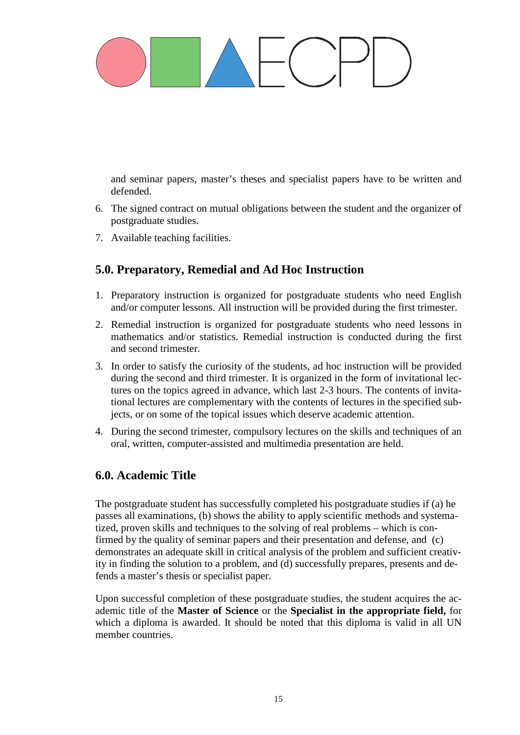and seminar papers, master's theses and specialist papers have to be written and defended.

6. The signed contract on mutual obligations between the student and the organizer of postgraduate studies.
7. Available teaching facilities.

## 5.0. Preparatory, Remedial and Ad Hoc Instruction

1. Preparatory instruction is organized for postgraduate students who need English and/or computer lessons. All instruction will be provided during the first trimester.
2. Remedial instruction is organized for postgraduate students who need lessons in mathematics and/or statistics. Remedial instruction is conducted during the first and second trimester.
3. In order to satisfy the curiosity of the students, ad hoc instruction will be provided during the second and third trimester. It is organized in the form of invitational lectures on the topics agreed in advance, which last 2-3 hours. The contents of invitational lectures are complementary with the contents of lectures in the specified subjects, or on some of the topical issues which deserve academic attention.
4. During the second trimester, compulsory lectures on the skills and techniques of an oral, written, computer-assisted and multimedia presentation are held.

## 6.0. Academic Title

The postgraduate student has successfully completed his postgraduate studies if (a) he passes all examinations, (b) shows the ability to apply scientific methods and systematized, proven skills and techniques to the solving of real problems – which is confirmed by the quality of seminar papers and their presentation and defense, and (c) demonstrates an adequate skill in critical analysis of the problem and sufficient creativity in finding the solution to a problem, and (d) successfully prepares, presents and defends a master's thesis or specialist paper.

Upon successful completion of these postgraduate studies, the student acquires the academic title of the **Master of Science** or the **Specialist in the appropriate field,** for which a diploma is awarded. It should be noted that this diploma is valid in all UN member countries.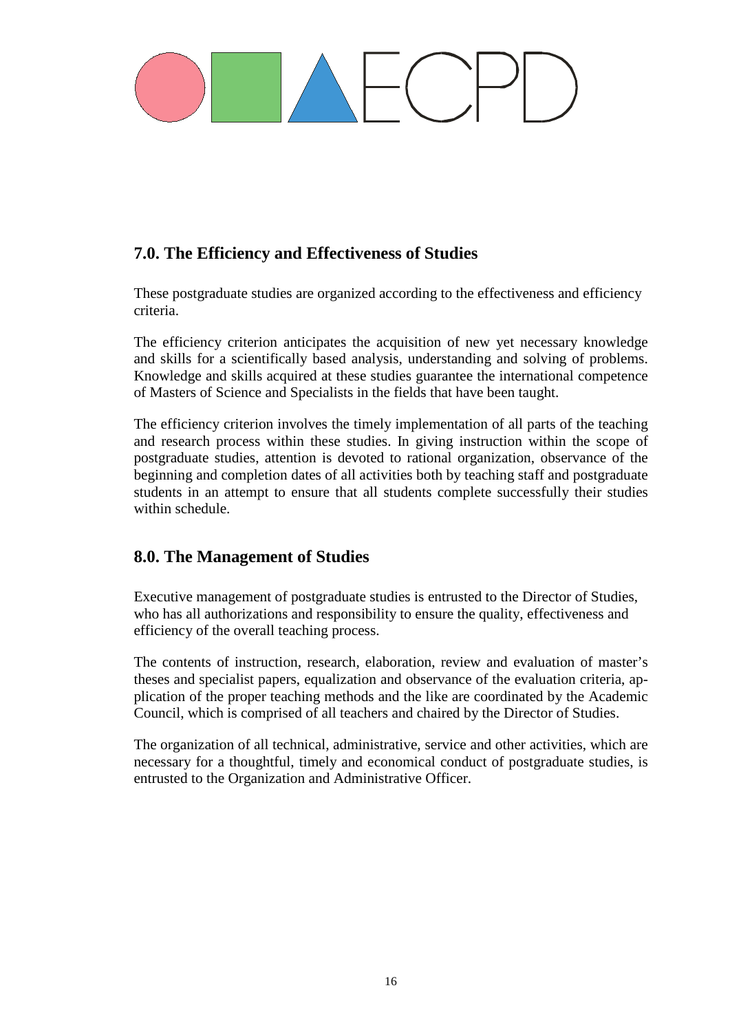## 7.0. The Efficiency and Effectiveness of Studies

These postgraduate studies are organized according to the effectiveness and efficiency criteria.

The efficiency criterion anticipates the acquisition of new yet necessary knowledge and skills for a scientifically based analysis, understanding and solving of problems. Knowledge and skills acquired at these studies guarantee the international competence of Masters of Science and Specialists in the fields that have been taught.

The efficiency criterion involves the timely implementation of all parts of the teaching and research process within these studies. In giving instruction within the scope of postgraduate studies, attention is devoted to rational organization, observance of the beginning and completion dates of all activities both by teaching staff and postgraduate students in an attempt to ensure that all students complete successfully their studies within schedule.

## 8.0. The Management of Studies

Executive management of postgraduate studies is entrusted to the Director of Studies, who has all authorizations and responsibility to ensure the quality, effectiveness and efficiency of the overall teaching process.

The contents of instruction, research, elaboration, review and evaluation of master's theses and specialist papers, equalization and observance of the evaluation criteria, application of the proper teaching methods and the like are coordinated by the Academic Council, which is comprised of all teachers and chaired by the Director of Studies.

The organization of all technical, administrative, service and other activities, which are necessary for a thoughtful, timely and economical conduct of postgraduate studies, is entrusted to the Organization and Administrative Officer.